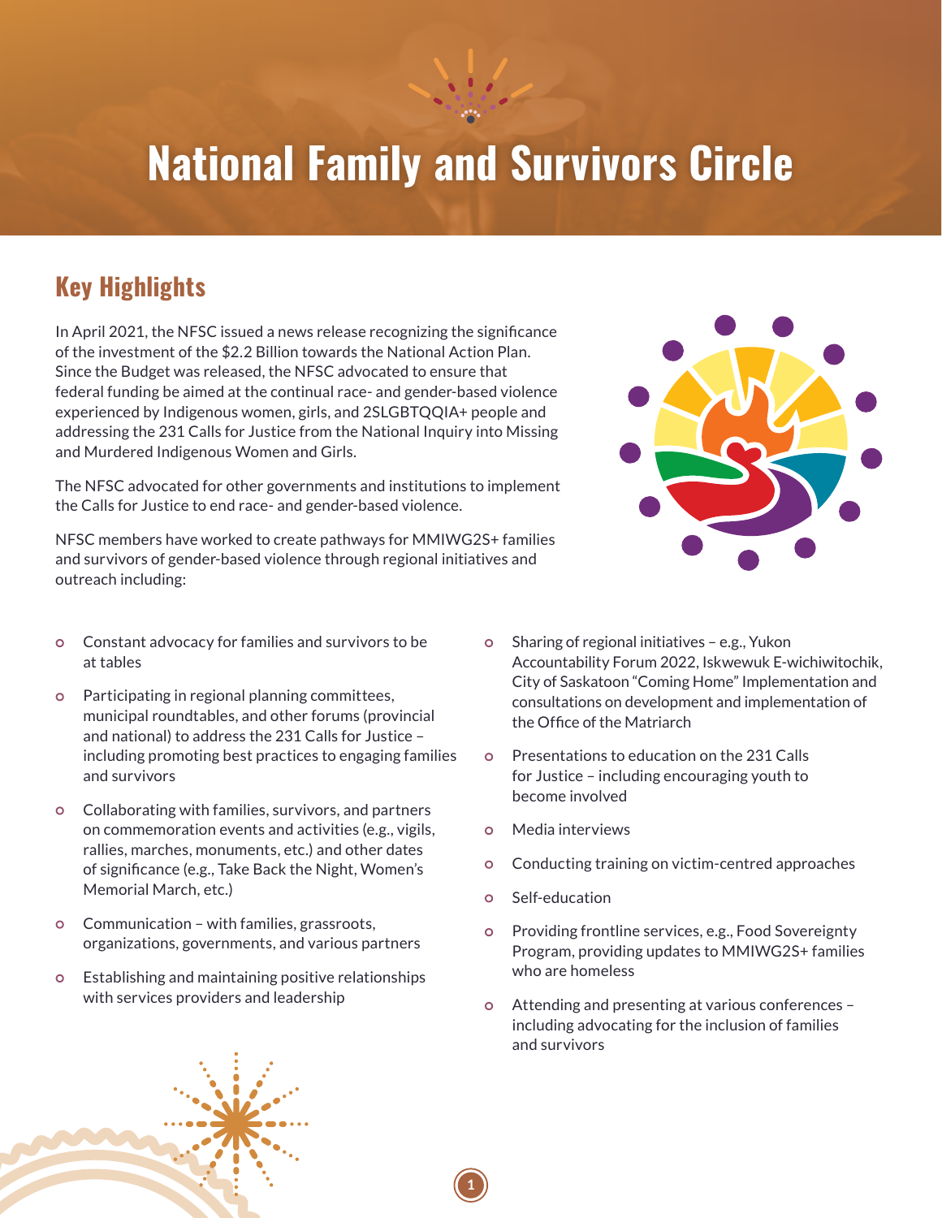# National Family and Survivors Circle

## Key Highlights

In April 2021, the NFSC issued a news release recognizing the significance of the investment of the $2.2 Billion towards the National Action Plan. Since the Budget was released, the NFSC advocated to ensure that federal funding be aimed at the continual race- and gender-based violence experienced by Indigenous women, girls, and 2SLGBTQQIA+ people and addressing the 231 Calls for Justice from the National Inquiry into Missing and Murdered Indigenous Women and Girls.

The NFSC advocated for other governments and institutions to implement the Calls for Justice to end race- and gender-based violence.

NFSC members have worked to create pathways for MMIWG2S+ families and survivors of gender-based violence through regional initiatives and outreach including:

- Constant advocacy for families and survivors to be at tables
- Participating in regional planning committees, municipal roundtables, and other forums (provincial and national) to address the 231 Calls for Justice – including promoting best practices to engaging families and survivors
- Collaborating with families, survivors, and partners on commemoration events and activities (e.g., vigils, rallies, marches, monuments, etc.) and other dates of significance (e.g., Take Back the Night, Women's Memorial March, etc.)
- Communication – with families, grassroots, organizations, governments, and various partners
- Establishing and maintaining positive relationships with services providers and leadership
- Sharing of regional initiatives – e.g., Yukon Accountability Forum 2022, Iskwewuk E-wichiwitochik, City of Saskatoon "Coming Home" Implementation and consultations on development and implementation of the Office of the Matriarch
- Presentations to education on the 231 Calls for Justice – including encouraging youth to become involved
- Media interviews
- Conducting training on victim-centred approaches
- Self-education
- Providing frontline services, e.g., Food Sovereignty Program, providing updates to MMIWG2S+ families who are homeless
- Attending and presenting at various conferences – including advocating for the inclusion of families and survivors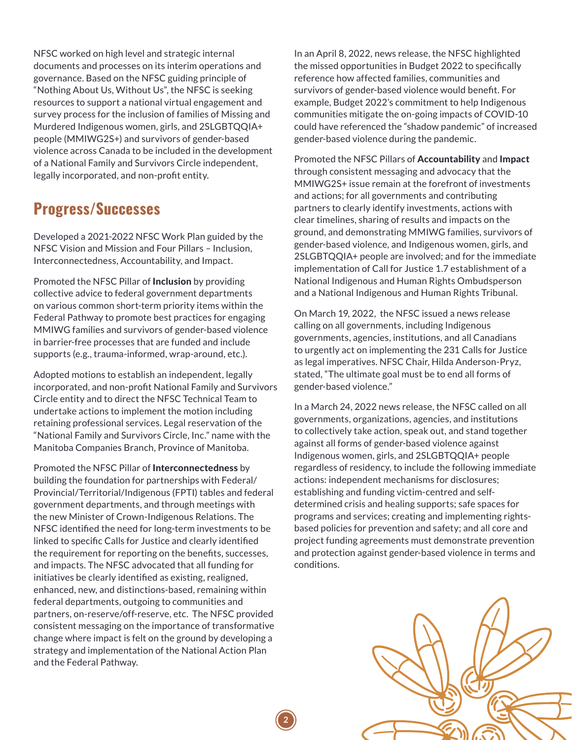NFSC worked on high level and strategic internal documents and processes on its interim operations and governance. Based on the NFSC guiding principle of "Nothing About Us, Without Us", the NFSC is seeking resources to support a national virtual engagement and survey process for the inclusion of families of Missing and Murdered Indigenous women, girls, and 2SLGBTQQIA+ people (MMIWG2S+) and survivors of gender-based violence across Canada to be included in the development of a National Family and Survivors Circle independent, legally incorporated, and non-profit entity.

## Progress/Successes

Developed a 2021-2022 NFSC Work Plan guided by the NFSC Vision and Mission and Four Pillars – Inclusion, Interconnectedness, Accountability, and Impact.

Promoted the NFSC Pillar of **Inclusion** by providing collective advice to federal government departments on various common short-term priority items within the Federal Pathway to promote best practices for engaging MMIWG families and survivors of gender-based violence in barrier-free processes that are funded and include supports (e.g., trauma-informed, wrap-around, etc.).

Adopted motions to establish an independent, legally incorporated, and non-profit National Family and Survivors Circle entity and to direct the NFSC Technical Team to undertake actions to implement the motion including retaining professional services. Legal reservation of the "National Family and Survivors Circle, Inc." name with the Manitoba Companies Branch, Province of Manitoba.

Promoted the NFSC Pillar of **Interconnectedness** by building the foundation for partnerships with Federal/Provincial/Territorial/Indigenous (FPTI) tables and federal government departments, and through meetings with the new Minister of Crown-Indigenous Relations. The NFSC identified the need for long-term investments to be linked to specific Calls for Justice and clearly identified the requirement for reporting on the benefits, successes, and impacts. The NFSC advocated that all funding for initiatives be clearly identified as existing, realigned, enhanced, new, and distinctions-based, remaining within federal departments, outgoing to communities and partners, on-reserve/off-reserve, etc. The NFSC provided consistent messaging on the importance of transformative change where impact is felt on the ground by developing a strategy and implementation of the National Action Plan and the Federal Pathway.

In an April 8, 2022, news release, the NFSC highlighted the missed opportunities in Budget 2022 to specifically reference how affected families, communities and survivors of gender-based violence would benefit. For example, Budget 2022's commitment to help Indigenous communities mitigate the on-going impacts of COVID-10 could have referenced the "shadow pandemic" of increased gender-based violence during the pandemic.

Promoted the NFSC Pillars of **Accountability** and **Impact** through consistent messaging and advocacy that the MMIWG2S+ issue remain at the forefront of investments and actions; for all governments and contributing partners to clearly identify investments, actions with clear timelines, sharing of results and impacts on the ground, and demonstrating MMIWG families, survivors of gender-based violence, and Indigenous women, girls, and 2SLGBTQQIA+ people are involved; and for the immediate implementation of Call for Justice 1.7 establishment of a National Indigenous and Human Rights Ombudsperson and a National Indigenous and Human Rights Tribunal.

On March 19, 2022, the NFSC issued a news release calling on all governments, including Indigenous governments, agencies, institutions, and all Canadians to urgently act on implementing the 231 Calls for Justice as legal imperatives. NFSC Chair, Hilda Anderson-Pryz, stated, "The ultimate goal must be to end all forms of gender-based violence."

In a March 24, 2022 news release, the NFSC called on all governments, organizations, agencies, and institutions to collectively take action, speak out, and stand together against all forms of gender-based violence against Indigenous women, girls, and 2SLGBTQQIA+ people regardless of residency, to include the following immediate actions: independent mechanisms for disclosures; establishing and funding victim-centred and self-determined crisis and healing supports; safe spaces for programs and services; creating and implementing rights-based policies for prevention and safety; and all core and project funding agreements must demonstrate prevention and protection against gender-based violence in terms and conditions.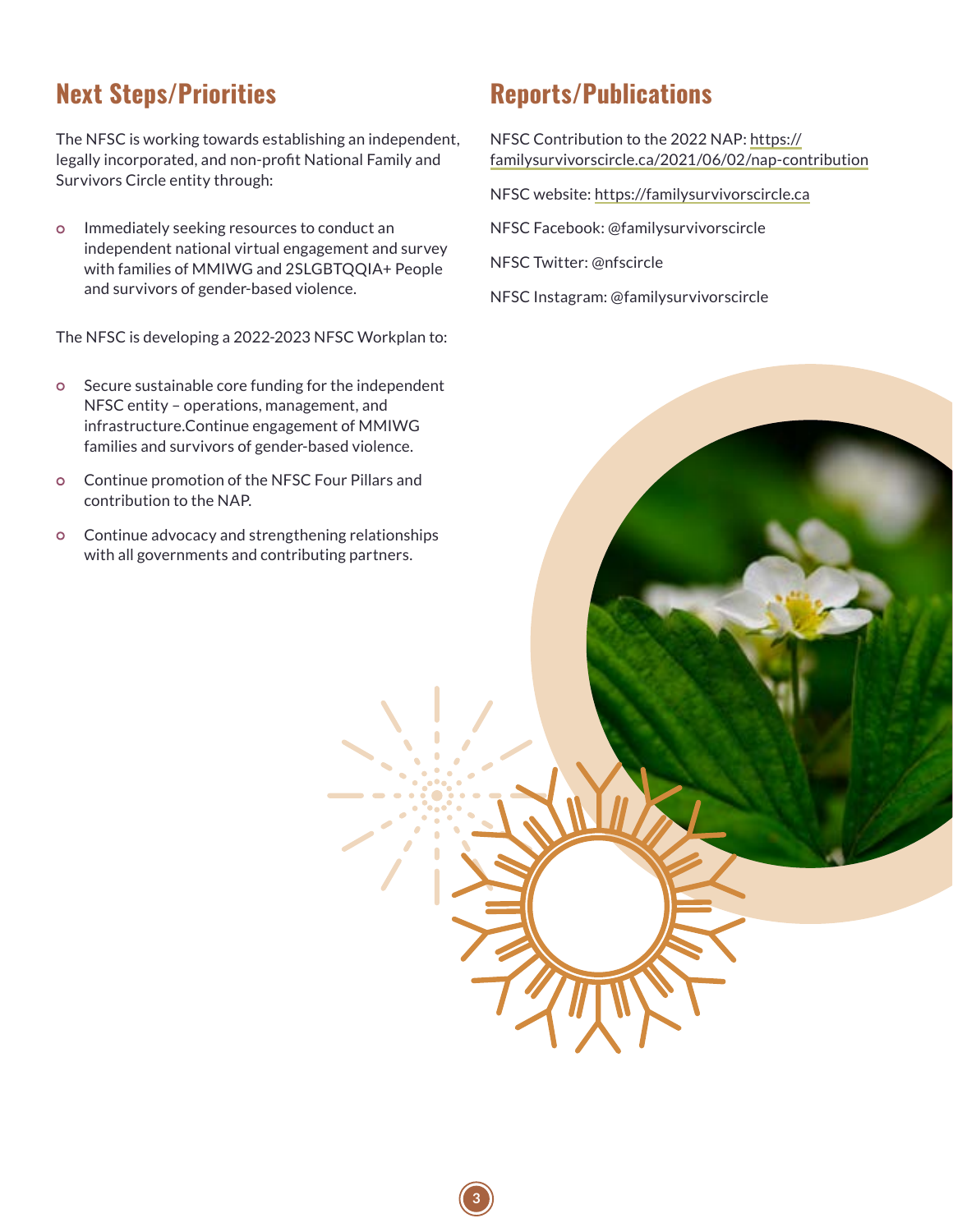## Next Steps/Priorities

The NFSC is working towards establishing an independent, legally incorporated, and non-profit National Family and Survivors Circle entity through:

- Immediately seeking resources to conduct an independent national virtual engagement and survey with families of MMIWG and 2SLGBTQQIA+ People and survivors of gender-based violence.

The NFSC is developing a 2022-2023 NFSC Workplan to:

- Secure sustainable core funding for the independent NFSC entity – operations, management, and infrastructure.Continue engagement of MMIWG families and survivors of gender-based violence.
- Continue promotion of the NFSC Four Pillars and contribution to the NAP.
- Continue advocacy and strengthening relationships with all governments and contributing partners.

## Reports/Publications

NFSC Contribution to the 2022 NAP: https://familysurvivorscircle.ca/2021/06/02/nap-contribution

NFSC website: https://familysurvivorscircle.ca

NFSC Facebook: @familysurvivorscircle

NFSC Twitter: @nfscircle

NFSC Instagram: @familysurvivorscircle